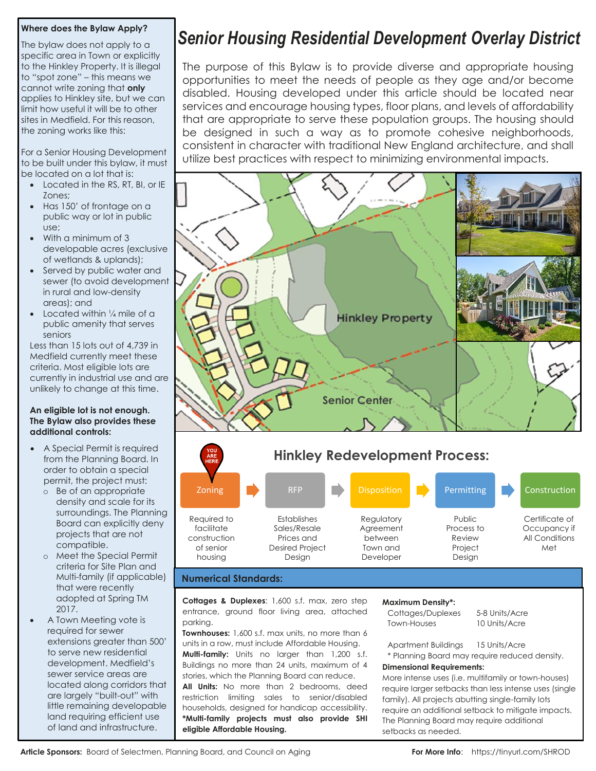# Senior Housing Residential Development Overlay District

The purpose of this Bylaw is to provide diverse and appropriate housing opportunities to meet the needs of people as they age and/or become disabled. Housing developed under this article should be located near services and encourage housing types, floor plans, and levels of affordability that are appropriate to serve these population groups. The housing should be designed in such a way as to promote cohesive neighborhoods, consistent in character with traditional New England architecture, and shall utilize best practices with respect to minimizing environmental impacts.

Hinkley Property

Senior Center

### Where does the Bylaw Apply?

The bylaw does not apply to a specific area in Town or explicitly to the Hinkley Property. It is illegal to "spot zone" – this means we cannot write zoning that **only** applies to Hinkley site, but we can limit how useful it will be to other sites in Medfield. For this reason, the zoning works like this:

For a Senior Housing Development to be built under this bylaw, it must be located on a lot that is:

- Located in the RS, RT, BI, or IE Zones;
- Has 150' of frontage on a public way or lot in public use;
- With a minimum of 3 developable acres (exclusive of wetlands & uplands);
- Served by public water and sewer (to avoid development in rural and low-density areas); and
- Located within ¼ mile of a public amenity that serves seniors

Less than 15 lots out of 4,739 in Medfield currently meet these criteria. Most eligible lots are currently in industrial use and are unlikely to change at this time.

**An eligible lot is not enough. The Bylaw also provides these additional controls:**

- A Special Permit is required from the Planning Board. In order to obtain a special permit, the project must:
  - Be of an appropriate density and scale for its surroundings. The Planning Board can explicitly deny projects that are not compatible.
  - Meet the Special Permit criteria for Site Plan and Multi-family (if applicable) that were recently adopted at Spring TM 2017.
- A Town Meeting vote is required for sewer extensions greater than 500' to serve new residential development. Medfield's sewer service areas are located along corridors that are largely "built-out" with little remaining developable land requiring efficient use of land and infrastructure.

## Hinkley Redevelopment Process:

| Zoning (YOU ARE HERE) | RFP | Disposition | Permitting | Construction |
|---|---|---|---|---|
| Required to facilitate construction of senior housing | Establishes Sales/Resale Prices and Desired Project Design | Regulatory Agreement between Town and Developer | Public Process to Review Project Design | Certificate of Occupancy if All Conditions Met |

### Numerical Standards:

**Cottages & Duplexes**: 1,600 s.f. max, zero step entrance, ground floor living area, attached parking.

**Townhouses:** 1,600 s.f. max units, no more than 6 units in a row, must include Affordable Housing.

**Multi-family:** Units no larger than 1,200 s.f. Buildings no more than 24 units, maximum of 4 stories, which the Planning Board can reduce.

**All Units:** No more than 2 bedrooms, deed restriction limiting sales to senior/disabled households, designed for handicap accessibility.

***Multi-family projects must also provide SHI eligible Affordable Housing.**

**Maximum Density*:**

| | |
|---|---|
| Cottages/Duplexes | 5-8 Units/Acre |
| Town-Houses | 10 Units/Acre |
| Apartment Buildings | 15 Units/Acre |

* Planning Board may require reduced density.

**Dimensional Requirements:**

More intense uses (i.e. multifamily or town-houses) require larger setbacks than less intense uses (single family). All projects abutting single-family lots require an additional setback to mitigate impacts. The Planning Board may require additional setbacks as needed.

**Article Sponsors:** Board of Selectmen, Planning Board, and Council on Aging

**For More Info**: https://tinyurl.com/SHROD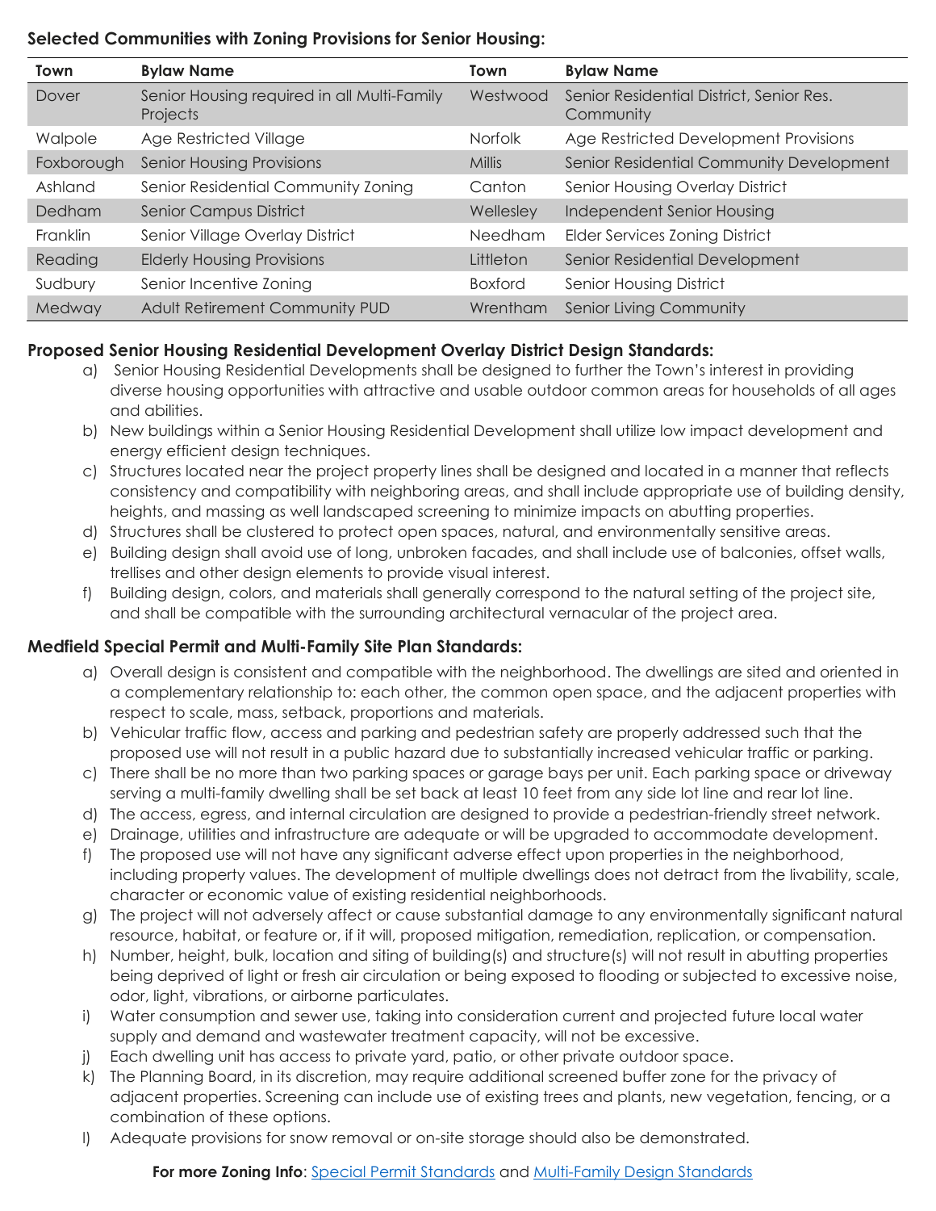**Selected Communities with Zoning Provisions for Senior Housing:**

| Town | Bylaw Name | Town | Bylaw Name |
|---|---|---|---|
| Dover | Senior Housing required in all Multi-Family Projects | Westwood | Senior Residential District, Senior Res. Community |
| Walpole | Age Restricted Village | Norfolk | Age Restricted Development Provisions |
| Foxborough | Senior Housing Provisions | Millis | Senior Residential Community Development |
| Ashland | Senior Residential Community Zoning | Canton | Senior Housing Overlay District |
| Dedham | Senior Campus District | Wellesley | Independent Senior Housing |
| Franklin | Senior Village Overlay District | Needham | Elder Services Zoning District |
| Reading | Elderly Housing Provisions | Littleton | Senior Residential Development |
| Sudbury | Senior Incentive Zoning | Boxford | Senior Housing District |
| Medway | Adult Retirement Community PUD | Wrentham | Senior Living Community |

**Proposed Senior Housing Residential Development Overlay District Design Standards:**

a) Senior Housing Residential Developments shall be designed to further the Town's interest in providing diverse housing opportunities with attractive and usable outdoor common areas for households of all ages and abilities.

b) New buildings within a Senior Housing Residential Development shall utilize low impact development and energy efficient design techniques.

c) Structures located near the project property lines shall be designed and located in a manner that reflects consistency and compatibility with neighboring areas, and shall include appropriate use of building density, heights, and massing as well landscaped screening to minimize impacts on abutting properties.

d) Structures shall be clustered to protect open spaces, natural, and environmentally sensitive areas.

e) Building design shall avoid use of long, unbroken facades, and shall include use of balconies, offset walls, trellises and other design elements to provide visual interest.

f) Building design, colors, and materials shall generally correspond to the natural setting of the project site, and shall be compatible with the surrounding architectural vernacular of the project area.

**Medfield Special Permit and Multi-Family Site Plan Standards:**

a) Overall design is consistent and compatible with the neighborhood. The dwellings are sited and oriented in a complementary relationship to: each other, the common open space, and the adjacent properties with respect to scale, mass, setback, proportions and materials.

b) Vehicular traffic flow, access and parking and pedestrian safety are properly addressed such that the proposed use will not result in a public hazard due to substantially increased vehicular traffic or parking.

c) There shall be no more than two parking spaces or garage bays per unit. Each parking space or driveway serving a multi-family dwelling shall be set back at least 10 feet from any side lot line and rear lot line.

d) The access, egress, and internal circulation are designed to provide a pedestrian-friendly street network.

e) Drainage, utilities and infrastructure are adequate or will be upgraded to accommodate development.

f) The proposed use will not have any significant adverse effect upon properties in the neighborhood, including property values. The development of multiple dwellings does not detract from the livability, scale, character or economic value of existing residential neighborhoods.

g) The project will not adversely affect or cause substantial damage to any environmentally significant natural resource, habitat, or feature or, if it will, proposed mitigation, remediation, replication, or compensation.

h) Number, height, bulk, location and siting of building(s) and structure(s) will not result in abutting properties being deprived of light or fresh air circulation or being exposed to flooding or subjected to excessive noise, odor, light, vibrations, or airborne particulates.

i) Water consumption and sewer use, taking into consideration current and projected future local water supply and demand and wastewater treatment capacity, will not be excessive.

j) Each dwelling unit has access to private yard, patio, or other private outdoor space.

k) The Planning Board, in its discretion, may require additional screened buffer zone for the privacy of adjacent properties. Screening can include use of existing trees and plants, new vegetation, fencing, or a combination of these options.

l) Adequate provisions for snow removal or on-site storage should also be demonstrated.

**For more Zoning Info**: Special Permit Standards and Multi-Family Design Standards